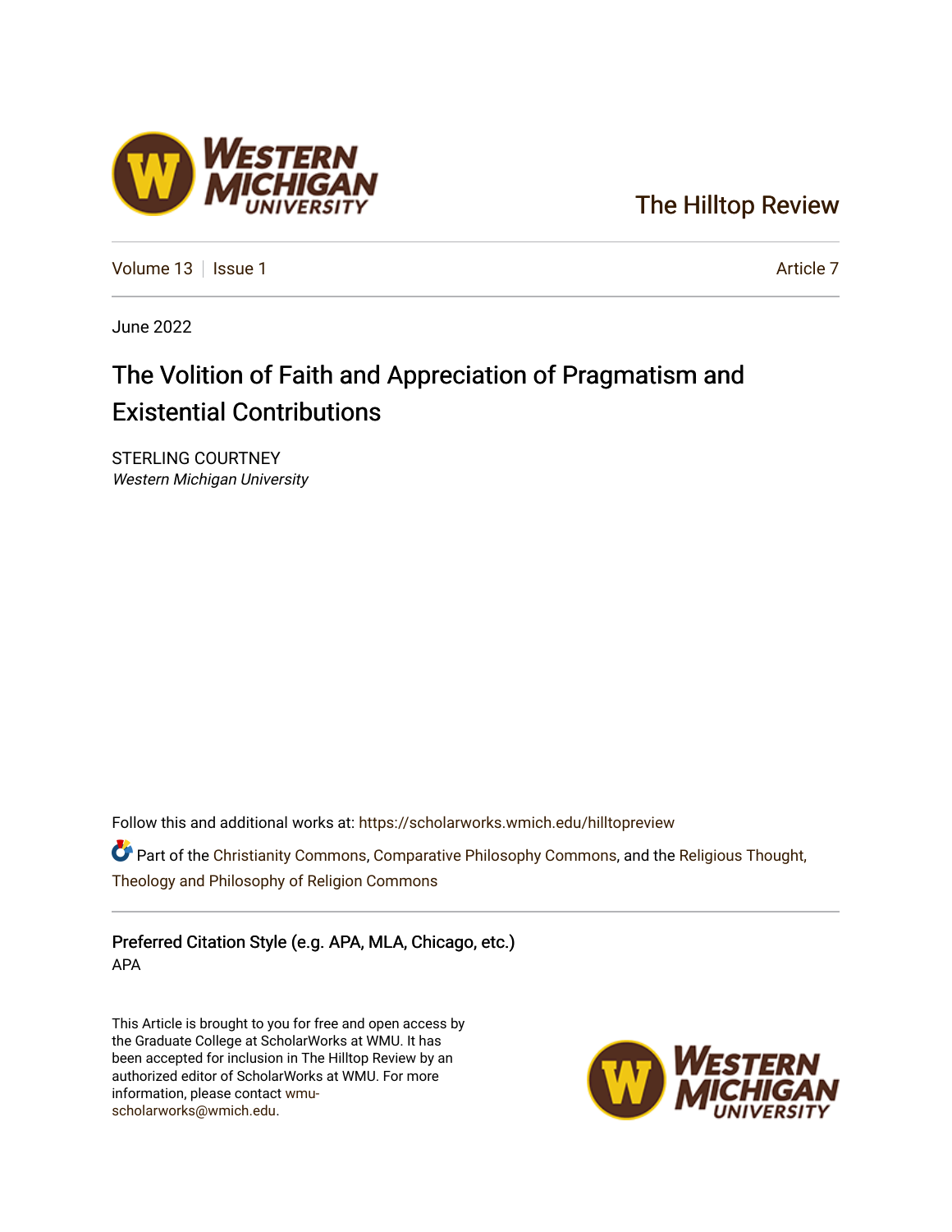The Hilltop Review

Volume 13 | Issue 1 | Article 7

June 2022

# The Volition of Faith and Appreciation of Pragmatism and Existential Contributions

STERLING COURTNEY
*Western Michigan University*

Follow this and additional works at: https://scholarworks.wmich.edu/hilltopreview

Part of the Christianity Commons, Comparative Philosophy Commons, and the Religious Thought, Theology and Philosophy of Religion Commons

## Preferred Citation Style (e.g. APA, MLA, Chicago, etc.)

APA

This Article is brought to you for free and open access by the Graduate College at ScholarWorks at WMU. It has been accepted for inclusion in The Hilltop Review by an authorized editor of ScholarWorks at WMU. For more information, please contact wmu-scholarworks@wmich.edu.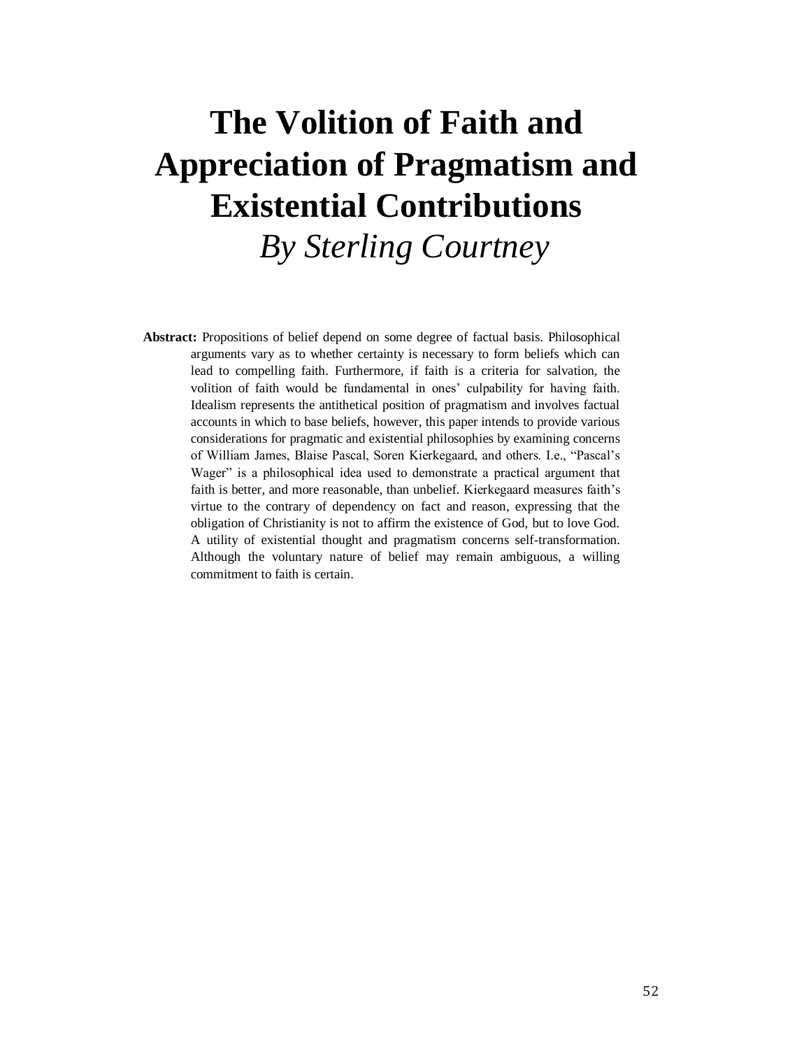# The Volition of Faith and Appreciation of Pragmatism and Existential Contributions

*By Sterling Courtney*

**Abstract:** Propositions of belief depend on some degree of factual basis. Philosophical arguments vary as to whether certainty is necessary to form beliefs which can lead to compelling faith. Furthermore, if faith is a criteria for salvation, the volition of faith would be fundamental in ones' culpability for having faith. Idealism represents the antithetical position of pragmatism and involves factual accounts in which to base beliefs, however, this paper intends to provide various considerations for pragmatic and existential philosophies by examining concerns of William James, Blaise Pascal, Soren Kierkegaard, and others. I.e., "Pascal's Wager" is a philosophical idea used to demonstrate a practical argument that faith is better, and more reasonable, than unbelief. Kierkegaard measures faith's virtue to the contrary of dependency on fact and reason, expressing that the obligation of Christianity is not to affirm the existence of God, but to love God. A utility of existential thought and pragmatism concerns self-transformation. Although the voluntary nature of belief may remain ambiguous, a willing commitment to faith is certain.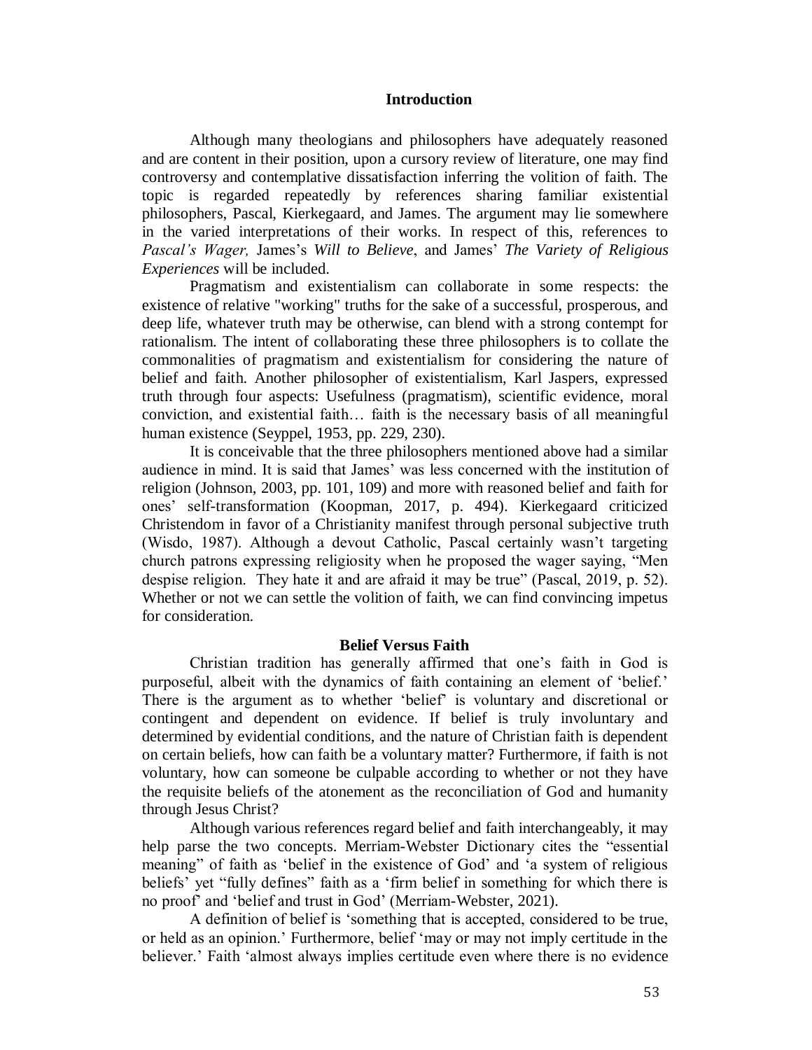## Introduction

Although many theologians and philosophers have adequately reasoned and are content in their position, upon a cursory review of literature, one may find controversy and contemplative dissatisfaction inferring the volition of faith. The topic is regarded repeatedly by references sharing familiar existential philosophers, Pascal, Kierkegaard, and James. The argument may lie somewhere in the varied interpretations of their works. In respect of this, references to *Pascal's Wager,* James's *Will to Believe*, and James' *The Variety of Religious Experiences* will be included.

Pragmatism and existentialism can collaborate in some respects: the existence of relative "working" truths for the sake of a successful, prosperous, and deep life, whatever truth may be otherwise, can blend with a strong contempt for rationalism. The intent of collaborating these three philosophers is to collate the commonalities of pragmatism and existentialism for considering the nature of belief and faith. Another philosopher of existentialism, Karl Jaspers, expressed truth through four aspects: Usefulness (pragmatism), scientific evidence, moral conviction, and existential faith… faith is the necessary basis of all meaningful human existence (Seyppel, 1953, pp. 229, 230).

It is conceivable that the three philosophers mentioned above had a similar audience in mind. It is said that James' was less concerned with the institution of religion (Johnson, 2003, pp. 101, 109) and more with reasoned belief and faith for ones' self-transformation (Koopman, 2017, p. 494). Kierkegaard criticized Christendom in favor of a Christianity manifest through personal subjective truth (Wisdo, 1987). Although a devout Catholic, Pascal certainly wasn't targeting church patrons expressing religiosity when he proposed the wager saying, "Men despise religion. They hate it and are afraid it may be true" (Pascal, 2019, p. 52). Whether or not we can settle the volition of faith, we can find convincing impetus for consideration.

## Belief Versus Faith

Christian tradition has generally affirmed that one's faith in God is purposeful, albeit with the dynamics of faith containing an element of 'belief.' There is the argument as to whether 'belief' is voluntary and discretional or contingent and dependent on evidence. If belief is truly involuntary and determined by evidential conditions, and the nature of Christian faith is dependent on certain beliefs, how can faith be a voluntary matter? Furthermore, if faith is not voluntary, how can someone be culpable according to whether or not they have the requisite beliefs of the atonement as the reconciliation of God and humanity through Jesus Christ?

Although various references regard belief and faith interchangeably, it may help parse the two concepts. Merriam-Webster Dictionary cites the "essential meaning" of faith as 'belief in the existence of God' and 'a system of religious beliefs' yet "fully defines" faith as a 'firm belief in something for which there is no proof' and 'belief and trust in God' (Merriam-Webster, 2021).

A definition of belief is 'something that is accepted, considered to be true, or held as an opinion.' Furthermore, belief 'may or may not imply certitude in the believer.' Faith 'almost always implies certitude even where there is no evidence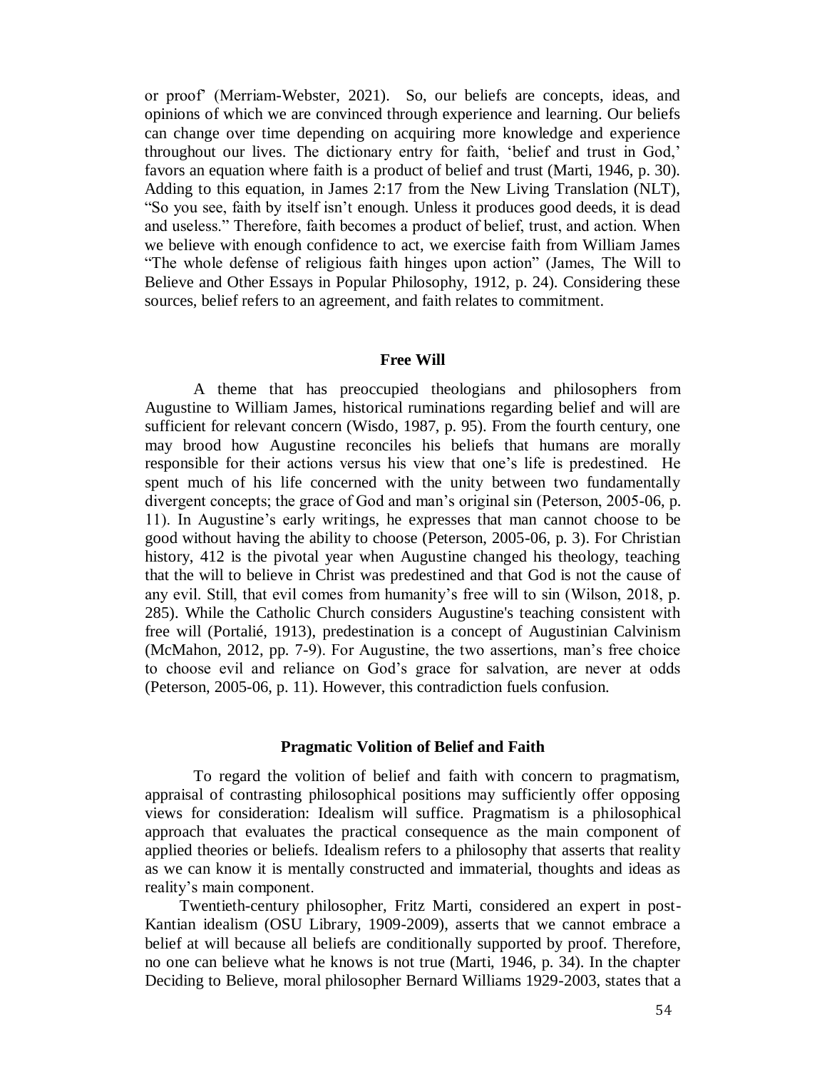or proof' (Merriam-Webster, 2021). So, our beliefs are concepts, ideas, and opinions of which we are convinced through experience and learning. Our beliefs can change over time depending on acquiring more knowledge and experience throughout our lives. The dictionary entry for faith, 'belief and trust in God,' favors an equation where faith is a product of belief and trust (Marti, 1946, p. 30). Adding to this equation, in James 2:17 from the New Living Translation (NLT), "So you see, faith by itself isn't enough. Unless it produces good deeds, it is dead and useless." Therefore, faith becomes a product of belief, trust, and action. When we believe with enough confidence to act, we exercise faith from William James "The whole defense of religious faith hinges upon action" (James, The Will to Believe and Other Essays in Popular Philosophy, 1912, p. 24). Considering these sources, belief refers to an agreement, and faith relates to commitment.

## Free Will

A theme that has preoccupied theologians and philosophers from Augustine to William James, historical ruminations regarding belief and will are sufficient for relevant concern (Wisdo, 1987, p. 95). From the fourth century, one may brood how Augustine reconciles his beliefs that humans are morally responsible for their actions versus his view that one's life is predestined. He spent much of his life concerned with the unity between two fundamentally divergent concepts; the grace of God and man's original sin (Peterson, 2005-06, p. 11). In Augustine's early writings, he expresses that man cannot choose to be good without having the ability to choose (Peterson, 2005-06, p. 3). For Christian history, 412 is the pivotal year when Augustine changed his theology, teaching that the will to believe in Christ was predestined and that God is not the cause of any evil. Still, that evil comes from humanity's free will to sin (Wilson, 2018, p. 285). While the Catholic Church considers Augustine's teaching consistent with free will (Portalié, 1913), predestination is a concept of Augustinian Calvinism (McMahon, 2012, pp. 7-9). For Augustine, the two assertions, man's free choice to choose evil and reliance on God's grace for salvation, are never at odds (Peterson, 2005-06, p. 11). However, this contradiction fuels confusion.

## Pragmatic Volition of Belief and Faith

To regard the volition of belief and faith with concern to pragmatism, appraisal of contrasting philosophical positions may sufficiently offer opposing views for consideration: Idealism will suffice. Pragmatism is a philosophical approach that evaluates the practical consequence as the main component of applied theories or beliefs. Idealism refers to a philosophy that asserts that reality as we can know it is mentally constructed and immaterial, thoughts and ideas as reality's main component.

Twentieth-century philosopher, Fritz Marti, considered an expert in post-Kantian idealism (OSU Library, 1909-2009), asserts that we cannot embrace a belief at will because all beliefs are conditionally supported by proof. Therefore, no one can believe what he knows is not true (Marti, 1946, p. 34). In the chapter Deciding to Believe, moral philosopher Bernard Williams 1929-2003, states that a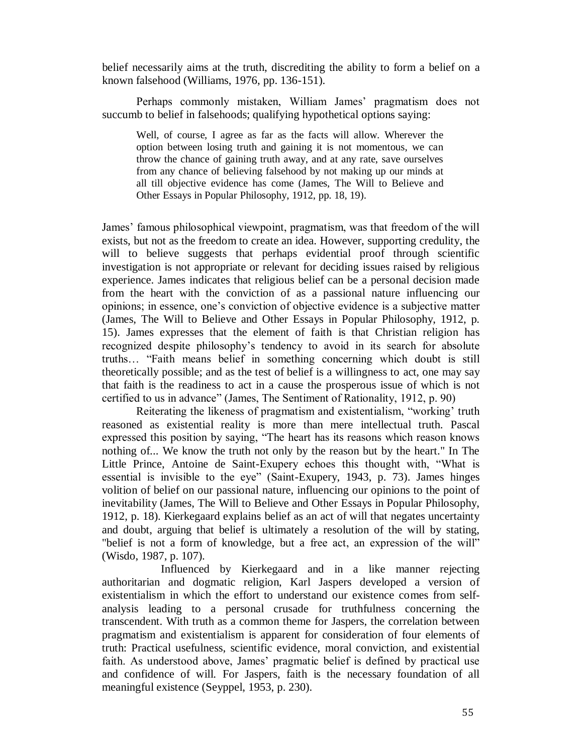belief necessarily aims at the truth, discrediting the ability to form a belief on a known falsehood (Williams, 1976, pp. 136-151).

Perhaps commonly mistaken, William James' pragmatism does not succumb to belief in falsehoods; qualifying hypothetical options saying:

> Well, of course, I agree as far as the facts will allow. Wherever the option between losing truth and gaining it is not momentous, we can throw the chance of gaining truth away, and at any rate, save ourselves from any chance of believing falsehood by not making up our minds at all till objective evidence has come (James, The Will to Believe and Other Essays in Popular Philosophy, 1912, pp. 18, 19).

James' famous philosophical viewpoint, pragmatism, was that freedom of the will exists, but not as the freedom to create an idea. However, supporting credulity, the will to believe suggests that perhaps evidential proof through scientific investigation is not appropriate or relevant for deciding issues raised by religious experience. James indicates that religious belief can be a personal decision made from the heart with the conviction of as a passional nature influencing our opinions; in essence, one's conviction of objective evidence is a subjective matter (James, The Will to Believe and Other Essays in Popular Philosophy, 1912, p. 15). James expresses that the element of faith is that Christian religion has recognized despite philosophy's tendency to avoid in its search for absolute truths… "Faith means belief in something concerning which doubt is still theoretically possible; and as the test of belief is a willingness to act, one may say that faith is the readiness to act in a cause the prosperous issue of which is not certified to us in advance" (James, The Sentiment of Rationality, 1912, p. 90)

Reiterating the likeness of pragmatism and existentialism, "working' truth reasoned as existential reality is more than mere intellectual truth. Pascal expressed this position by saying, "The heart has its reasons which reason knows nothing of... We know the truth not only by the reason but by the heart." In The Little Prince, Antoine de Saint-Exupery echoes this thought with, "What is essential is invisible to the eye" (Saint-Exupery, 1943, p. 73). James hinges volition of belief on our passional nature, influencing our opinions to the point of inevitability (James, The Will to Believe and Other Essays in Popular Philosophy, 1912, p. 18). Kierkegaard explains belief as an act of will that negates uncertainty and doubt, arguing that belief is ultimately a resolution of the will by stating, "belief is not a form of knowledge, but a free act, an expression of the will" (Wisdo, 1987, p. 107).

Influenced by Kierkegaard and in a like manner rejecting authoritarian and dogmatic religion, Karl Jaspers developed a version of existentialism in which the effort to understand our existence comes from self-analysis leading to a personal crusade for truthfulness concerning the transcendent. With truth as a common theme for Jaspers, the correlation between pragmatism and existentialism is apparent for consideration of four elements of truth: Practical usefulness, scientific evidence, moral conviction, and existential faith. As understood above, James' pragmatic belief is defined by practical use and confidence of will. For Jaspers, faith is the necessary foundation of all meaningful existence (Seyppel, 1953, p. 230).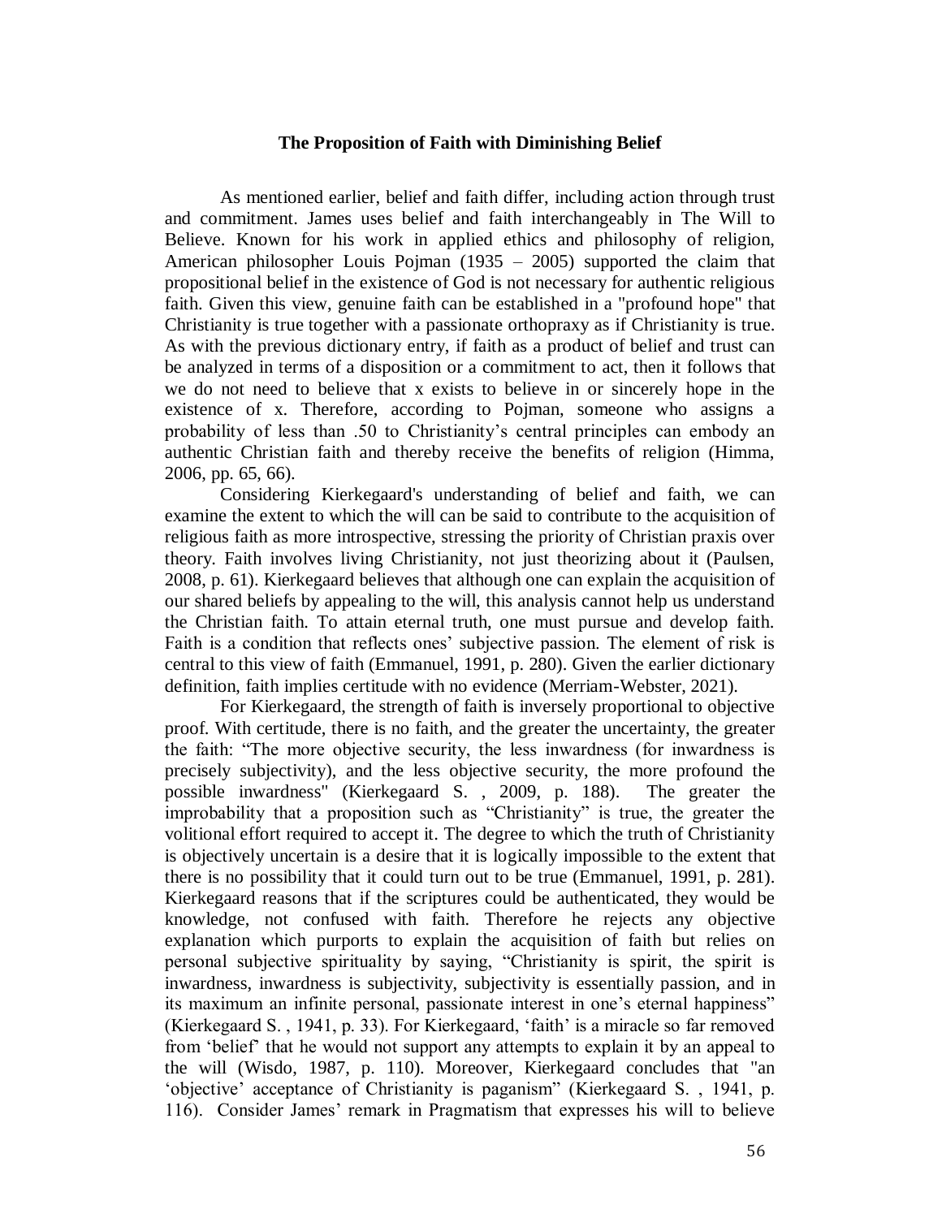### The Proposition of Faith with Diminishing Belief

As mentioned earlier, belief and faith differ, including action through trust and commitment. James uses belief and faith interchangeably in The Will to Believe. Known for his work in applied ethics and philosophy of religion, American philosopher Louis Pojman (1935 – 2005) supported the claim that propositional belief in the existence of God is not necessary for authentic religious faith. Given this view, genuine faith can be established in a "profound hope" that Christianity is true together with a passionate orthopraxy as if Christianity is true. As with the previous dictionary entry, if faith as a product of belief and trust can be analyzed in terms of a disposition or a commitment to act, then it follows that we do not need to believe that x exists to believe in or sincerely hope in the existence of x. Therefore, according to Pojman, someone who assigns a probability of less than .50 to Christianity's central principles can embody an authentic Christian faith and thereby receive the benefits of religion (Himma, 2006, pp. 65, 66).

Considering Kierkegaard's understanding of belief and faith, we can examine the extent to which the will can be said to contribute to the acquisition of religious faith as more introspective, stressing the priority of Christian praxis over theory. Faith involves living Christianity, not just theorizing about it (Paulsen, 2008, p. 61). Kierkegaard believes that although one can explain the acquisition of our shared beliefs by appealing to the will, this analysis cannot help us understand the Christian faith. To attain eternal truth, one must pursue and develop faith. Faith is a condition that reflects ones' subjective passion. The element of risk is central to this view of faith (Emmanuel, 1991, p. 280). Given the earlier dictionary definition, faith implies certitude with no evidence (Merriam-Webster, 2021).

For Kierkegaard, the strength of faith is inversely proportional to objective proof. With certitude, there is no faith, and the greater the uncertainty, the greater the faith: "The more objective security, the less inwardness (for inwardness is precisely subjectivity), and the less objective security, the more profound the possible inwardness" (Kierkegaard S. , 2009, p. 188). The greater the improbability that a proposition such as "Christianity" is true, the greater the volitional effort required to accept it. The degree to which the truth of Christianity is objectively uncertain is a desire that it is logically impossible to the extent that there is no possibility that it could turn out to be true (Emmanuel, 1991, p. 281). Kierkegaard reasons that if the scriptures could be authenticated, they would be knowledge, not confused with faith. Therefore he rejects any objective explanation which purports to explain the acquisition of faith but relies on personal subjective spirituality by saying, "Christianity is spirit, the spirit is inwardness, inwardness is subjectivity, subjectivity is essentially passion, and in its maximum an infinite personal, passionate interest in one's eternal happiness" (Kierkegaard S. , 1941, p. 33). For Kierkegaard, 'faith' is a miracle so far removed from 'belief' that he would not support any attempts to explain it by an appeal to the will (Wisdo, 1987, p. 110). Moreover, Kierkegaard concludes that "an 'objective' acceptance of Christianity is paganism" (Kierkegaard S. , 1941, p. 116). Consider James' remark in Pragmatism that expresses his will to believe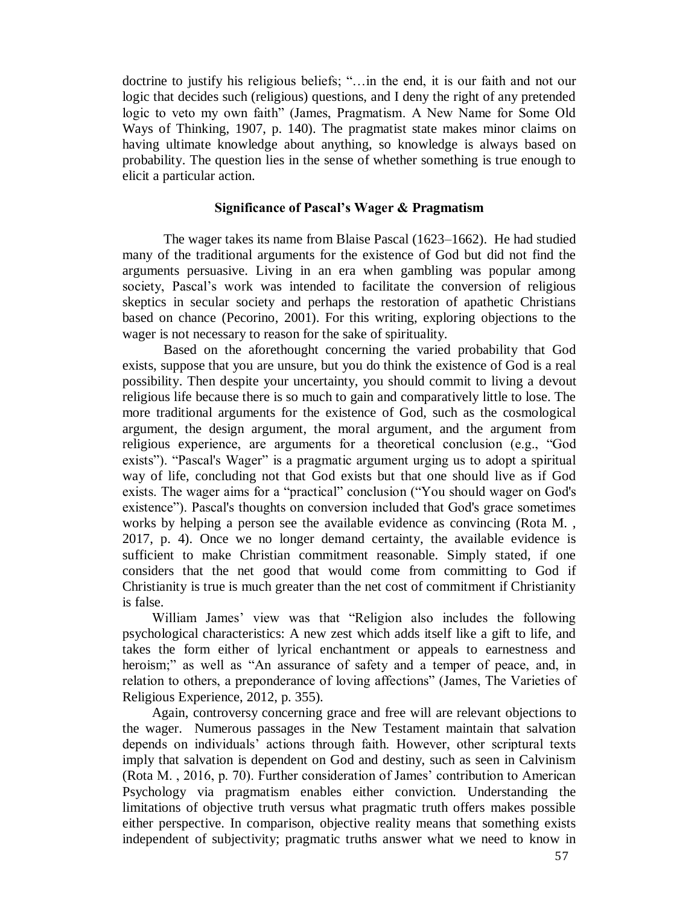doctrine to justify his religious beliefs; "…in the end, it is our faith and not our logic that decides such (religious) questions, and I deny the right of any pretended logic to veto my own faith" (James, Pragmatism. A New Name for Some Old Ways of Thinking, 1907, p. 140). The pragmatist state makes minor claims on having ultimate knowledge about anything, so knowledge is always based on probability. The question lies in the sense of whether something is true enough to elicit a particular action.

### Significance of Pascal's Wager & Pragmatism

The wager takes its name from Blaise Pascal (1623–1662). He had studied many of the traditional arguments for the existence of God but did not find the arguments persuasive. Living in an era when gambling was popular among society, Pascal's work was intended to facilitate the conversion of religious skeptics in secular society and perhaps the restoration of apathetic Christians based on chance (Pecorino, 2001). For this writing, exploring objections to the wager is not necessary to reason for the sake of spirituality.

Based on the aforethought concerning the varied probability that God exists, suppose that you are unsure, but you do think the existence of God is a real possibility. Then despite your uncertainty, you should commit to living a devout religious life because there is so much to gain and comparatively little to lose. The more traditional arguments for the existence of God, such as the cosmological argument, the design argument, the moral argument, and the argument from religious experience, are arguments for a theoretical conclusion (e.g., "God exists"). "Pascal's Wager" is a pragmatic argument urging us to adopt a spiritual way of life, concluding not that God exists but that one should live as if God exists. The wager aims for a "practical" conclusion ("You should wager on God's existence"). Pascal's thoughts on conversion included that God's grace sometimes works by helping a person see the available evidence as convincing (Rota M. , 2017, p. 4). Once we no longer demand certainty, the available evidence is sufficient to make Christian commitment reasonable. Simply stated, if one considers that the net good that would come from committing to God if Christianity is true is much greater than the net cost of commitment if Christianity is false.

William James' view was that "Religion also includes the following psychological characteristics: A new zest which adds itself like a gift to life, and takes the form either of lyrical enchantment or appeals to earnestness and heroism;" as well as "An assurance of safety and a temper of peace, and, in relation to others, a preponderance of loving affections" (James, The Varieties of Religious Experience, 2012, p. 355).

Again, controversy concerning grace and free will are relevant objections to the wager. Numerous passages in the New Testament maintain that salvation depends on individuals' actions through faith. However, other scriptural texts imply that salvation is dependent on God and destiny, such as seen in Calvinism (Rota M. , 2016, p. 70). Further consideration of James' contribution to American Psychology via pragmatism enables either conviction. Understanding the limitations of objective truth versus what pragmatic truth offers makes possible either perspective. In comparison, objective reality means that something exists independent of subjectivity; pragmatic truths answer what we need to know in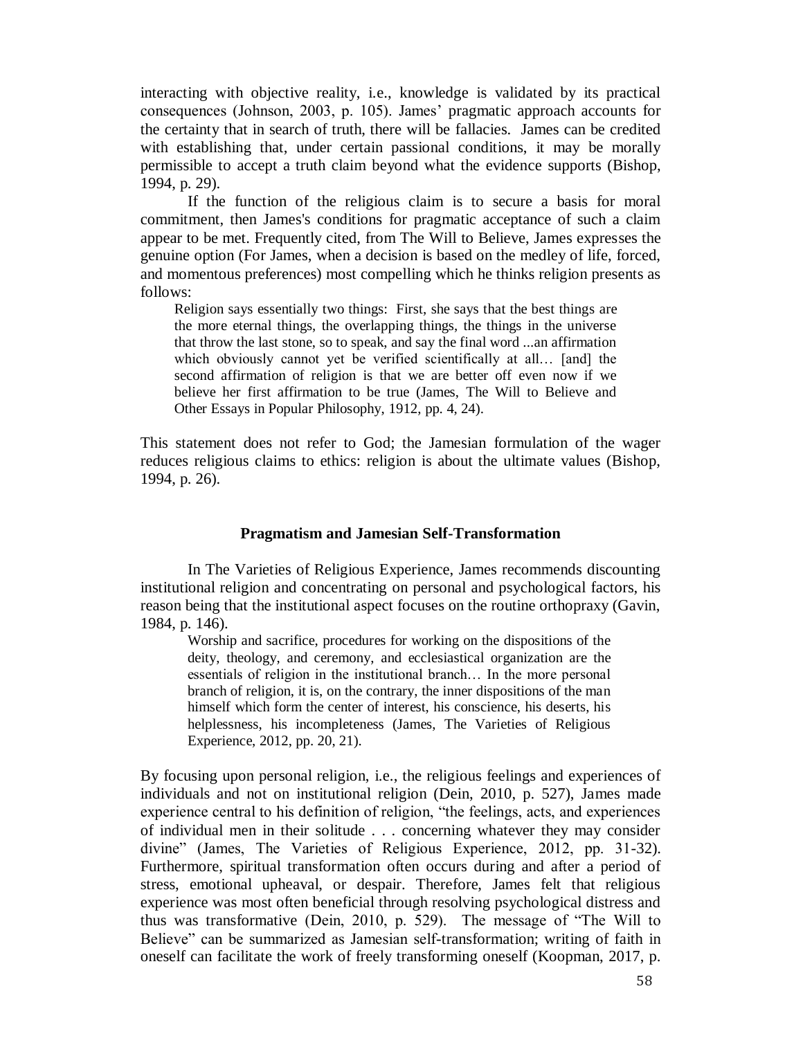interacting with objective reality, i.e., knowledge is validated by its practical consequences (Johnson, 2003, p. 105). James' pragmatic approach accounts for the certainty that in search of truth, there will be fallacies. James can be credited with establishing that, under certain passional conditions, it may be morally permissible to accept a truth claim beyond what the evidence supports (Bishop, 1994, p. 29).

If the function of the religious claim is to secure a basis for moral commitment, then James's conditions for pragmatic acceptance of such a claim appear to be met. Frequently cited, from The Will to Believe, James expresses the genuine option (For James, when a decision is based on the medley of life, forced, and momentous preferences) most compelling which he thinks religion presents as follows:

> Religion says essentially two things: First, she says that the best things are the more eternal things, the overlapping things, the things in the universe that throw the last stone, so to speak, and say the final word ...an affirmation which obviously cannot yet be verified scientifically at all… [and] the second affirmation of religion is that we are better off even now if we believe her first affirmation to be true (James, The Will to Believe and Other Essays in Popular Philosophy, 1912, pp. 4, 24).

This statement does not refer to God; the Jamesian formulation of the wager reduces religious claims to ethics: religion is about the ultimate values (Bishop, 1994, p. 26).

## Pragmatism and Jamesian Self-Transformation

In The Varieties of Religious Experience, James recommends discounting institutional religion and concentrating on personal and psychological factors, his reason being that the institutional aspect focuses on the routine orthopraxy (Gavin, 1984, p. 146).

> Worship and sacrifice, procedures for working on the dispositions of the deity, theology, and ceremony, and ecclesiastical organization are the essentials of religion in the institutional branch… In the more personal branch of religion, it is, on the contrary, the inner dispositions of the man himself which form the center of interest, his conscience, his deserts, his helplessness, his incompleteness (James, The Varieties of Religious Experience, 2012, pp. 20, 21).

By focusing upon personal religion, i.e., the religious feelings and experiences of individuals and not on institutional religion (Dein, 2010, p. 527), James made experience central to his definition of religion, "the feelings, acts, and experiences of individual men in their solitude . . . concerning whatever they may consider divine" (James, The Varieties of Religious Experience, 2012, pp. 31-32). Furthermore, spiritual transformation often occurs during and after a period of stress, emotional upheaval, or despair. Therefore, James felt that religious experience was most often beneficial through resolving psychological distress and thus was transformative (Dein, 2010, p. 529). The message of "The Will to Believe" can be summarized as Jamesian self-transformation; writing of faith in oneself can facilitate the work of freely transforming oneself (Koopman, 2017, p.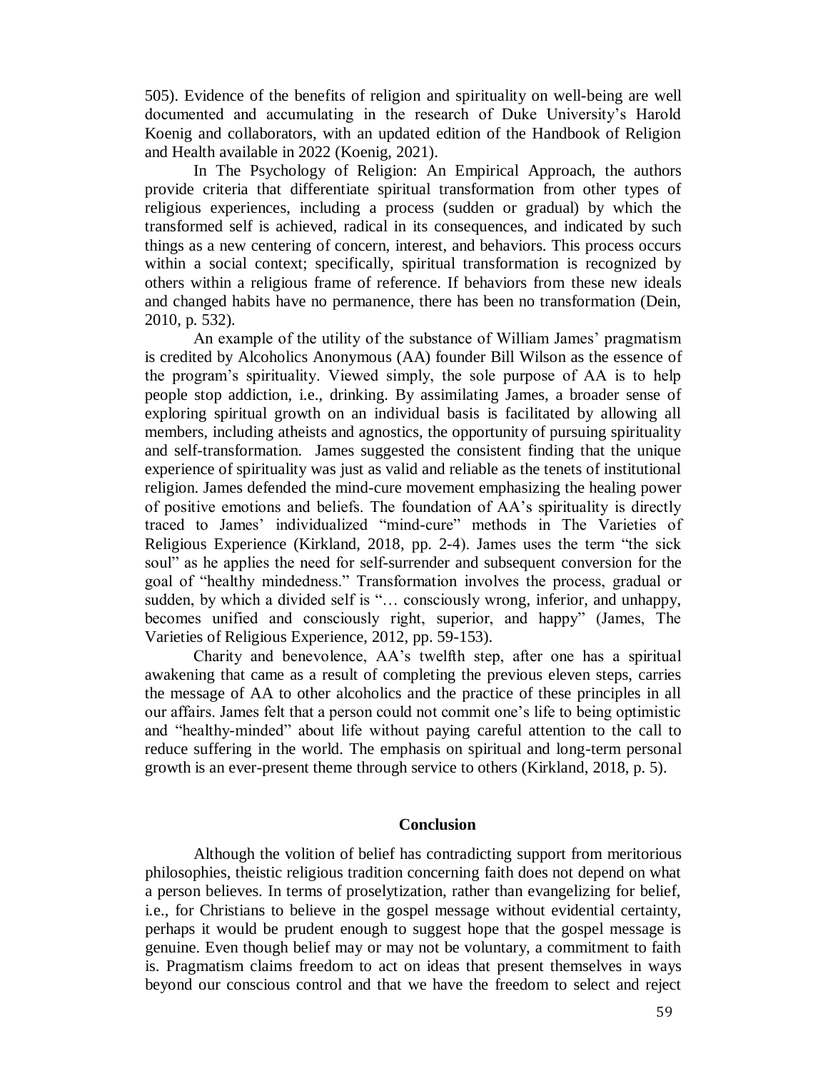505). Evidence of the benefits of religion and spirituality on well-being are well documented and accumulating in the research of Duke University's Harold Koenig and collaborators, with an updated edition of the Handbook of Religion and Health available in 2022 (Koenig, 2021).

In The Psychology of Religion: An Empirical Approach, the authors provide criteria that differentiate spiritual transformation from other types of religious experiences, including a process (sudden or gradual) by which the transformed self is achieved, radical in its consequences, and indicated by such things as a new centering of concern, interest, and behaviors. This process occurs within a social context; specifically, spiritual transformation is recognized by others within a religious frame of reference. If behaviors from these new ideals and changed habits have no permanence, there has been no transformation (Dein, 2010, p. 532).

An example of the utility of the substance of William James' pragmatism is credited by Alcoholics Anonymous (AA) founder Bill Wilson as the essence of the program's spirituality. Viewed simply, the sole purpose of AA is to help people stop addiction, i.e., drinking. By assimilating James, a broader sense of exploring spiritual growth on an individual basis is facilitated by allowing all members, including atheists and agnostics, the opportunity of pursuing spirituality and self-transformation. James suggested the consistent finding that the unique experience of spirituality was just as valid and reliable as the tenets of institutional religion. James defended the mind-cure movement emphasizing the healing power of positive emotions and beliefs. The foundation of AA's spirituality is directly traced to James' individualized "mind-cure" methods in The Varieties of Religious Experience (Kirkland, 2018, pp. 2-4). James uses the term "the sick soul" as he applies the need for self-surrender and subsequent conversion for the goal of "healthy mindedness." Transformation involves the process, gradual or sudden, by which a divided self is "… consciously wrong, inferior, and unhappy, becomes unified and consciously right, superior, and happy" (James, The Varieties of Religious Experience, 2012, pp. 59-153).

Charity and benevolence, AA's twelfth step, after one has a spiritual awakening that came as a result of completing the previous eleven steps, carries the message of AA to other alcoholics and the practice of these principles in all our affairs. James felt that a person could not commit one's life to being optimistic and "healthy-minded" about life without paying careful attention to the call to reduce suffering in the world. The emphasis on spiritual and long-term personal growth is an ever-present theme through service to others (Kirkland, 2018, p. 5).

## Conclusion

Although the volition of belief has contradicting support from meritorious philosophies, theistic religious tradition concerning faith does not depend on what a person believes. In terms of proselytization, rather than evangelizing for belief, i.e., for Christians to believe in the gospel message without evidential certainty, perhaps it would be prudent enough to suggest hope that the gospel message is genuine. Even though belief may or may not be voluntary, a commitment to faith is. Pragmatism claims freedom to act on ideas that present themselves in ways beyond our conscious control and that we have the freedom to select and reject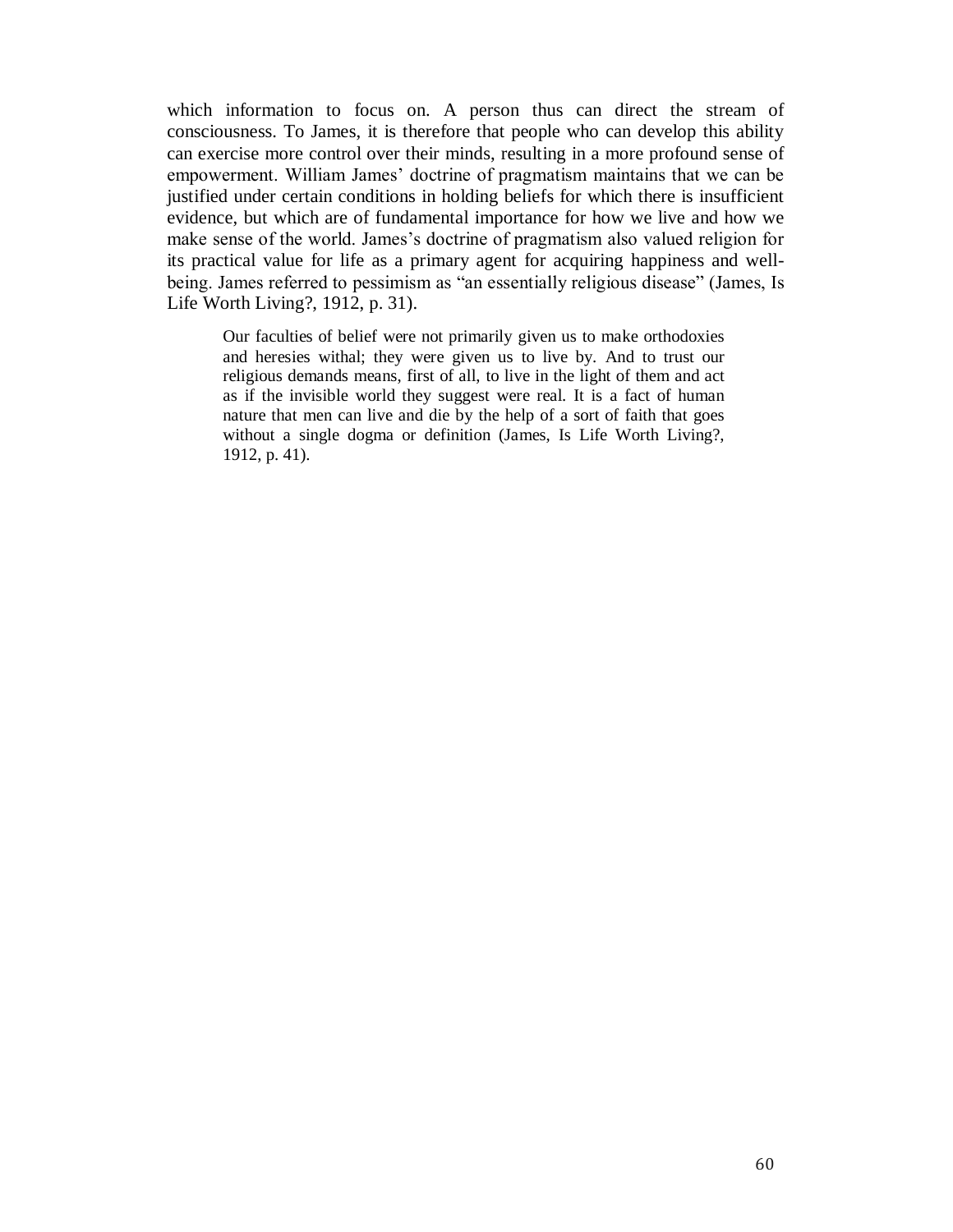which information to focus on. A person thus can direct the stream of consciousness. To James, it is therefore that people who can develop this ability can exercise more control over their minds, resulting in a more profound sense of empowerment. William James' doctrine of pragmatism maintains that we can be justified under certain conditions in holding beliefs for which there is insufficient evidence, but which are of fundamental importance for how we live and how we make sense of the world. James's doctrine of pragmatism also valued religion for its practical value for life as a primary agent for acquiring happiness and well-being. James referred to pessimism as "an essentially religious disease" (James, Is Life Worth Living?, 1912, p. 31).

> Our faculties of belief were not primarily given us to make orthodoxies and heresies withal; they were given us to live by. And to trust our religious demands means, first of all, to live in the light of them and act as if the invisible world they suggest were real. It is a fact of human nature that men can live and die by the help of a sort of faith that goes without a single dogma or definition (James, Is Life Worth Living?, 1912, p. 41).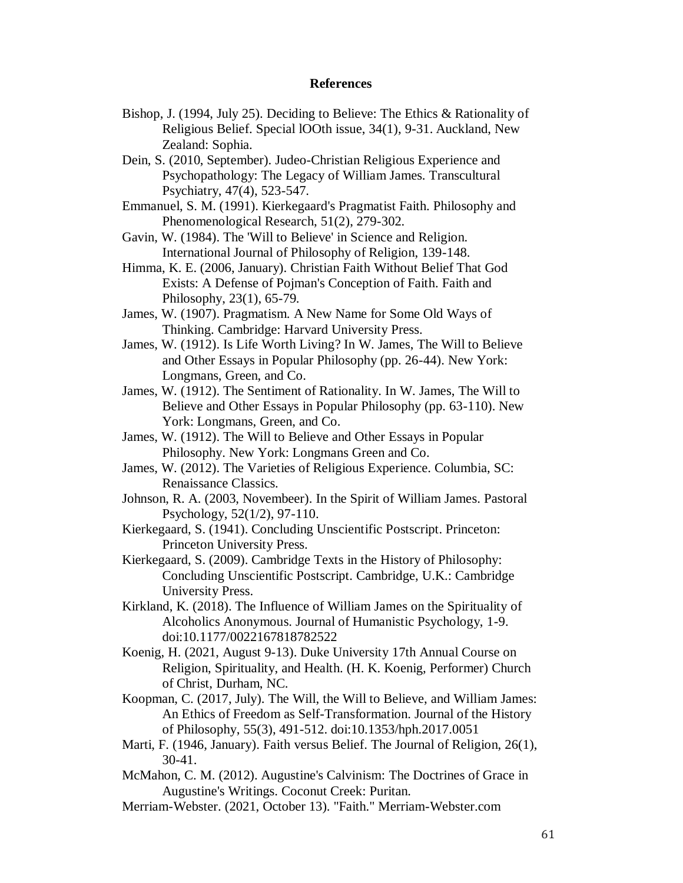## References

Bishop, J. (1994, July 25). Deciding to Believe: The Ethics & Rationality of Religious Belief. Special lOOth issue, 34(1), 9-31. Auckland, New Zealand: Sophia.

Dein, S. (2010, September). Judeo-Christian Religious Experience and Psychopathology: The Legacy of William James. Transcultural Psychiatry, 47(4), 523-547.

Emmanuel, S. M. (1991). Kierkegaard's Pragmatist Faith. Philosophy and Phenomenological Research, 51(2), 279-302.

Gavin, W. (1984). The 'Will to Believe' in Science and Religion. International Journal of Philosophy of Religion, 139-148.

Himma, K. E. (2006, January). Christian Faith Without Belief That God Exists: A Defense of Pojman's Conception of Faith. Faith and Philosophy, 23(1), 65-79.

James, W. (1907). Pragmatism. A New Name for Some Old Ways of Thinking. Cambridge: Harvard University Press.

James, W. (1912). Is Life Worth Living? In W. James, The Will to Believe and Other Essays in Popular Philosophy (pp. 26-44). New York: Longmans, Green, and Co.

James, W. (1912). The Sentiment of Rationality. In W. James, The Will to Believe and Other Essays in Popular Philosophy (pp. 63-110). New York: Longmans, Green, and Co.

James, W. (1912). The Will to Believe and Other Essays in Popular Philosophy. New York: Longmans Green and Co.

James, W. (2012). The Varieties of Religious Experience. Columbia, SC: Renaissance Classics.

Johnson, R. A. (2003, Novembeer). In the Spirit of William James. Pastoral Psychology, 52(1/2), 97-110.

Kierkegaard, S. (1941). Concluding Unscientific Postscript. Princeton: Princeton University Press.

Kierkegaard, S. (2009). Cambridge Texts in the History of Philosophy: Concluding Unscientific Postscript. Cambridge, U.K.: Cambridge University Press.

Kirkland, K. (2018). The Influence of William James on the Spirituality of Alcoholics Anonymous. Journal of Humanistic Psychology, 1-9. doi:10.1177/0022167818782522

Koenig, H. (2021, August 9-13). Duke University 17th Annual Course on Religion, Spirituality, and Health. (H. K. Koenig, Performer) Church of Christ, Durham, NC.

Koopman, C. (2017, July). The Will, the Will to Believe, and William James: An Ethics of Freedom as Self-Transformation. Journal of the History of Philosophy, 55(3), 491-512. doi:10.1353/hph.2017.0051

Marti, F. (1946, January). Faith versus Belief. The Journal of Religion, 26(1), 30-41.

McMahon, C. M. (2012). Augustine's Calvinism: The Doctrines of Grace in Augustine's Writings. Coconut Creek: Puritan.

Merriam-Webster. (2021, October 13). "Faith." Merriam-Webster.com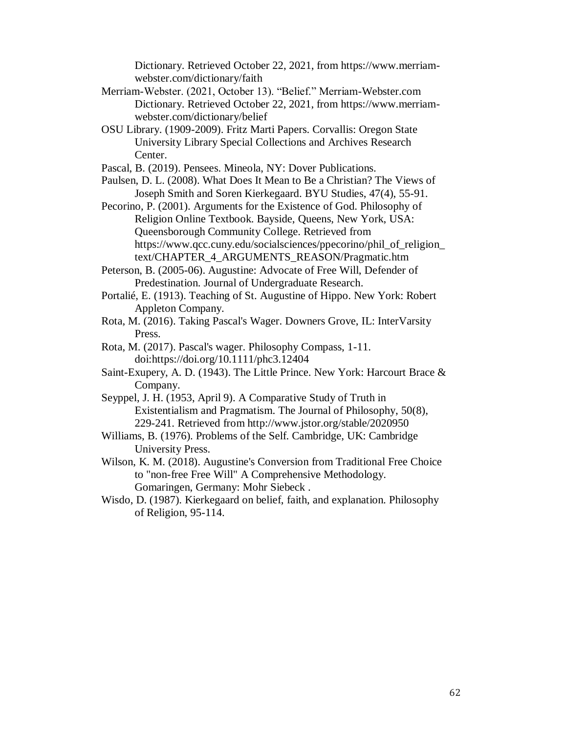Dictionary. Retrieved October 22, 2021, from https://www.merriam-webster.com/dictionary/faith

Merriam-Webster. (2021, October 13). "Belief." Merriam-Webster.com Dictionary. Retrieved October 22, 2021, from https://www.merriam-webster.com/dictionary/belief

OSU Library. (1909-2009). Fritz Marti Papers. Corvallis: Oregon State University Library Special Collections and Archives Research Center.

Pascal, B. (2019). Pensees. Mineola, NY: Dover Publications.

Paulsen, D. L. (2008). What Does It Mean to Be a Christian? The Views of Joseph Smith and Soren Kierkegaard. BYU Studies, 47(4), 55-91.

Pecorino, P. (2001). Arguments for the Existence of God. Philosophy of Religion Online Textbook. Bayside, Queens, New York, USA: Queensborough Community College. Retrieved from https://www.qcc.cuny.edu/socialsciences/ppecorino/phil_of_religion_text/CHAPTER_4_ARGUMENTS_REASON/Pragmatic.htm

Peterson, B. (2005-06). Augustine: Advocate of Free Will, Defender of Predestination. Journal of Undergraduate Research.

Portalié, E. (1913). Teaching of St. Augustine of Hippo. New York: Robert Appleton Company.

Rota, M. (2016). Taking Pascal's Wager. Downers Grove, IL: InterVarsity Press.

Rota, M. (2017). Pascal's wager. Philosophy Compass, 1-11. doi:https://doi.org/10.1111/phc3.12404

Saint-Exupery, A. D. (1943). The Little Prince. New York: Harcourt Brace & Company.

Seyppel, J. H. (1953, April 9). A Comparative Study of Truth in Existentialism and Pragmatism. The Journal of Philosophy, 50(8), 229-241. Retrieved from http://www.jstor.org/stable/2020950

Williams, B. (1976). Problems of the Self. Cambridge, UK: Cambridge University Press.

Wilson, K. M. (2018). Augustine's Conversion from Traditional Free Choice to "non-free Free Will" A Comprehensive Methodology. Gomaringen, Germany: Mohr Siebeck .

Wisdo, D. (1987). Kierkegaard on belief, faith, and explanation. Philosophy of Religion, 95-114.